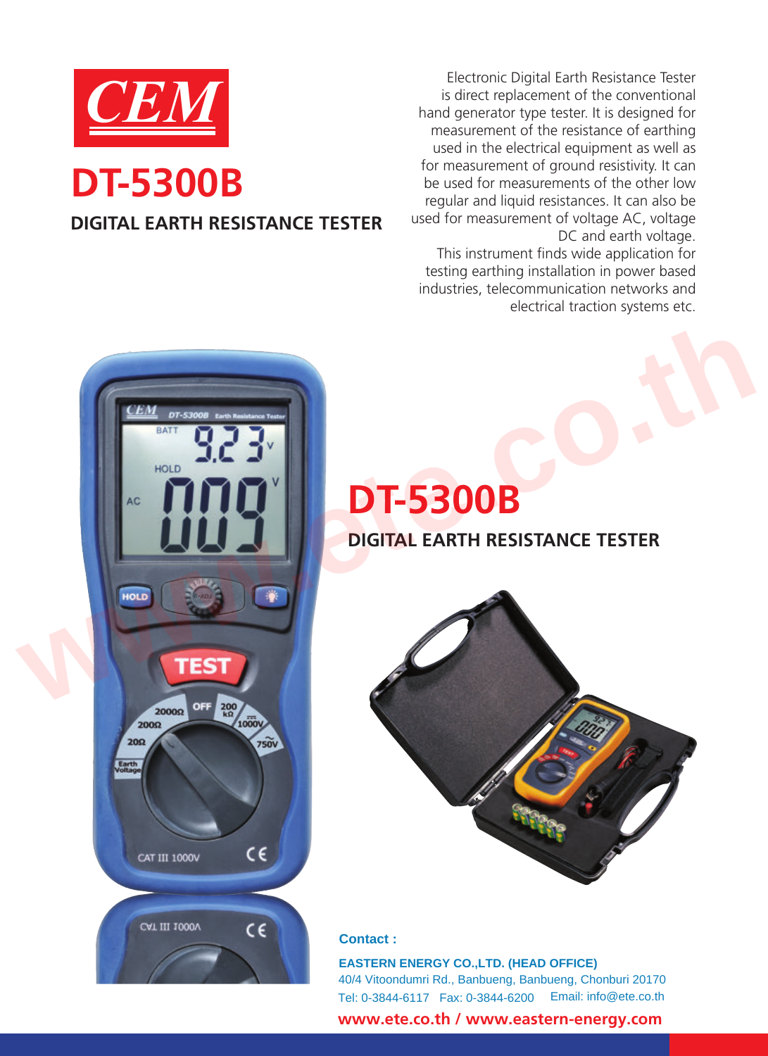CEM

# DT-5300B

## DIGITAL EARTH RESISTANCE TESTER

Electronic Digital Earth Resistance Tester is direct replacement of the conventional hand generator type tester. It is designed for measurement of the resistance of earthing used in the electrical equipment as well as for measurement of ground resistivity. It can be used for measurements of the other low regular and liquid resistances. It can also be used for measurement of voltage AC, voltage DC and earth voltage.

This instrument finds wide application for testing earthing installation in power based industries, telecommunication networks and electrical traction systems etc.

# DT-5300B

## DIGITAL EARTH RESISTANCE TESTER

**Contact :**

**EASTERN ENERGY CO.,LTD. (HEAD OFFICE)**

40/4 Vitoondumri Rd., Banbueng, Banbueng, Chonburi 20170

Tel: 0-3844-6117 Fax: 0-3844-6200 Email: info@ete.co.th

**www.ete.co.th / www.eastern-energy.com**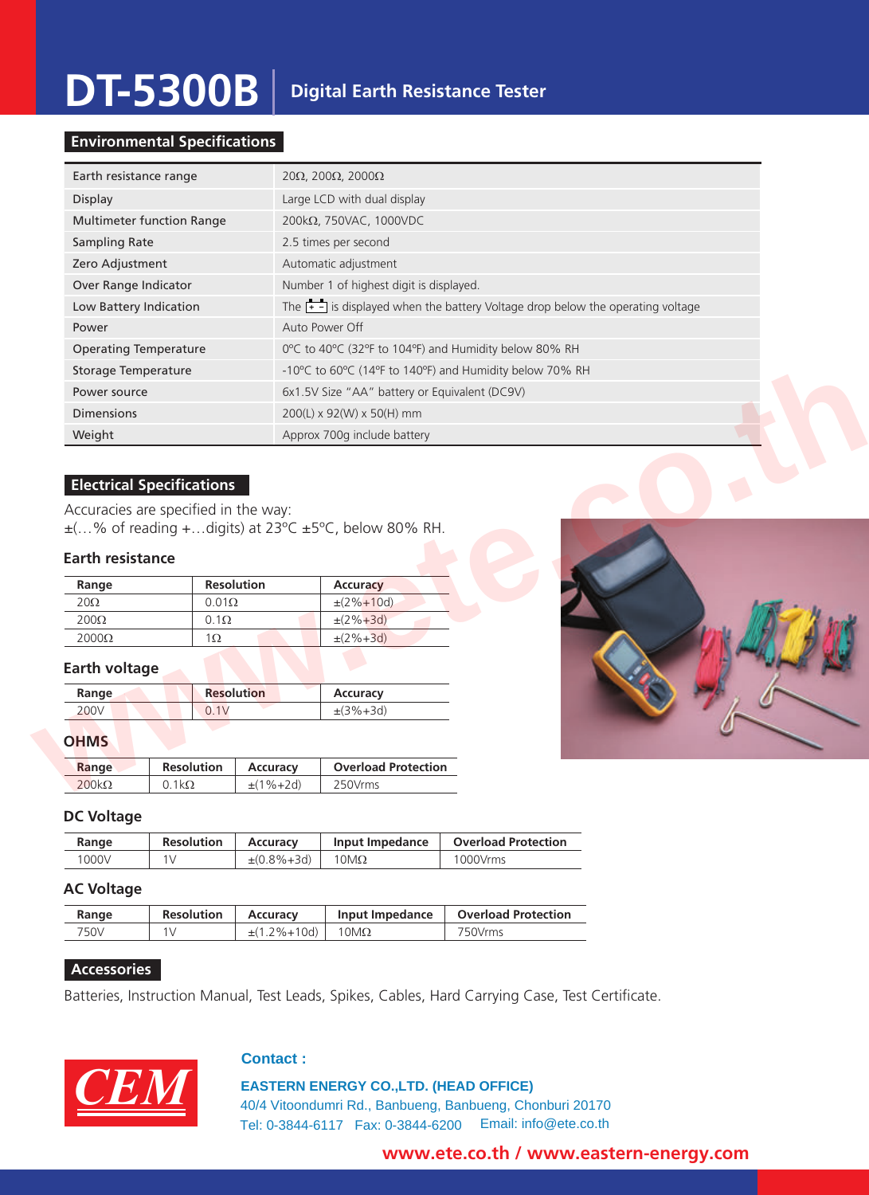# DT-5300B | Digital Earth Resistance Tester

## Environmental Specifications

| | |
|---|---|
| Earth resistance range | 20Ω, 200Ω, 2000Ω |
| Display | Large LCD with dual display |
| Multimeter function Range | 200kΩ, 750VAC, 1000VDC |
| Sampling Rate | 2.5 times per second |
| Zero Adjustment | Automatic adjustment |
| Over Range Indicator | Number 1 of highest digit is displayed. |
| Low Battery Indication | The [+ -] is displayed when the battery Voltage drop below the operating voltage |
| Power | Auto Power Off |
| Operating Temperature | 0ºC to 40ºC (32ºF to 104ºF) and Humidity below 80% RH |
| Storage Temperature | -10ºC to 60ºC (14ºF to 140ºF) and Humidity below 70% RH |
| Power source | 6x1.5V Size "AA" battery or Equivalent (DC9V) |
| Dimensions | 200(L) x 92(W) x 50(H) mm |
| Weight | Approx 700g include battery |

## Electrical Specifications

Accuracies are specified in the way:
±(…% of reading +…digits) at 23ºC ±5ºC, below 80% RH.

### Earth resistance

| Range | Resolution | Accuracy |
|---|---|---|
| 20Ω | 0.01Ω | ±(2%+10d) |
| 200Ω | 0.1Ω | ±(2%+3d) |
| 2000Ω | 1Ω | ±(2%+3d) |

### Earth voltage

| Range | Resolution | Accuracy |
|---|---|---|
| 200V | 0.1V | ±(3%+3d) |

### OHMS

| Range | Resolution | Accuracy | Overload Protection |
|---|---|---|---|
| 200kΩ | 0.1kΩ | ±(1%+2d) | 250Vrms |

### DC Voltage

| Range | Resolution | Accuracy | Input Impedance | Overload Protection |
|---|---|---|---|---|
| 1000V | 1V | ±(0.8%+3d) | 10MΩ | 1000Vrms |

### AC Voltage

| Range | Resolution | Accuracy | Input Impedance | Overload Protection |
|---|---|---|---|---|
| 750V | 1V | ±(1.2%+10d) | 10MΩ | 750Vrms |

## Accessories

Batteries, Instruction Manual, Test Leads, Spikes, Cables, Hard Carrying Case, Test Certificate.

CEM

**Contact :**

**EASTERN ENERGY CO.,LTD. (HEAD OFFICE)**
40/4 Vitoondumri Rd., Banbueng, Banbueng, Chonburi 20170
Tel: 0-3844-6117 Fax: 0-3844-6200 Email: info@ete.co.th

**www.ete.co.th / www.eastern-energy.com**